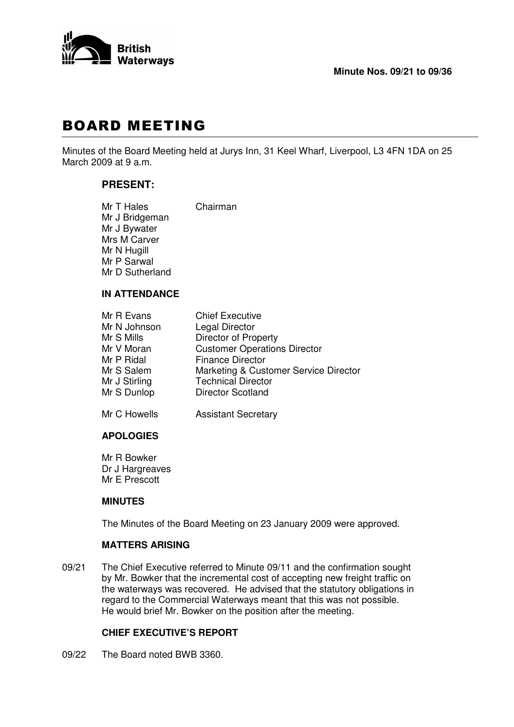British Waterways

**Minute Nos. 09/21 to 09/36**

# BOARD MEETING

Minutes of the Board Meeting held at Jurys Inn, 31 Keel Wharf, Liverpool, L3 4FN 1DA on 25 March 2009 at 9 a.m.

## PRESENT:

| | |
|---|---|
| Mr T Hales | Chairman |
| Mr J Bridgeman | |
| Mr J Bywater | |
| Mrs M Carver | |
| Mr N Hugill | |
| Mr P Sarwal | |
| Mr D Sutherland | |

### IN ATTENDANCE

| | |
|---|---|
| Mr R Evans | Chief Executive |
| Mr N Johnson | Legal Director |
| Mr S Mills | Director of Property |
| Mr V Moran | Customer Operations Director |
| Mr P Ridal | Finance Director |
| Mr S Salem | Marketing & Customer Service Director |
| Mr J Stirling | Technical Director |
| Mr S Dunlop | Director Scotland |
| Mr C Howells | Assistant Secretary |

### APOLOGIES

Mr R Bowker
Dr J Hargreaves
Mr E Prescott

### MINUTES

The Minutes of the Board Meeting on 23 January 2009 were approved.

### MATTERS ARISING

09/21 The Chief Executive referred to Minute 09/11 and the confirmation sought by Mr. Bowker that the incremental cost of accepting new freight traffic on the waterways was recovered. He advised that the statutory obligations in regard to the Commercial Waterways meant that this was not possible. He would brief Mr. Bowker on the position after the meeting.

### CHIEF EXECUTIVE'S REPORT

09/22 The Board noted BWB 3360.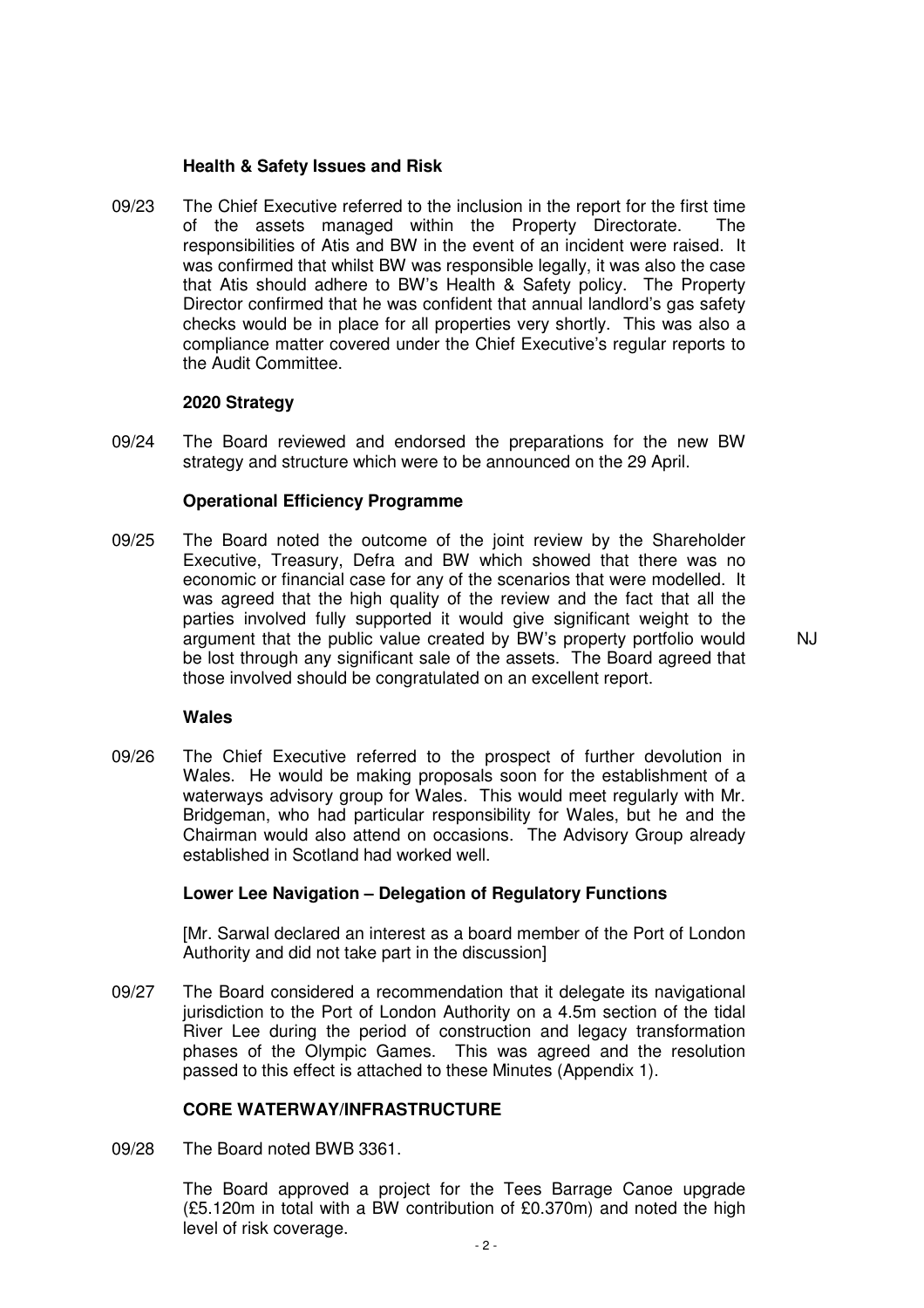### Health & Safety Issues and Risk

09/23 The Chief Executive referred to the inclusion in the report for the first time of the assets managed within the Property Directorate. The responsibilities of Atis and BW in the event of an incident were raised. It was confirmed that whilst BW was responsible legally, it was also the case that Atis should adhere to BW's Health & Safety policy. The Property Director confirmed that he was confident that annual landlord's gas safety checks would be in place for all properties very shortly. This was also a compliance matter covered under the Chief Executive's regular reports to the Audit Committee.

### 2020 Strategy

09/24 The Board reviewed and endorsed the preparations for the new BW strategy and structure which were to be announced on the 29 April.

### Operational Efficiency Programme

09/25 The Board noted the outcome of the joint review by the Shareholder Executive, Treasury, Defra and BW which showed that there was no economic or financial case for any of the scenarios that were modelled. It was agreed that the high quality of the review and the fact that all the parties involved fully supported it would give significant weight to the argument that the public value created by BW's property portfolio would be lost through any significant sale of the assets. The Board agreed that those involved should be congratulated on an excellent report. NJ

### Wales

09/26 The Chief Executive referred to the prospect of further devolution in Wales. He would be making proposals soon for the establishment of a waterways advisory group for Wales. This would meet regularly with Mr. Bridgeman, who had particular responsibility for Wales, but he and the Chairman would also attend on occasions. The Advisory Group already established in Scotland had worked well.

### Lower Lee Navigation – Delegation of Regulatory Functions

[Mr. Sarwal declared an interest as a board member of the Port of London Authority and did not take part in the discussion]

09/27 The Board considered a recommendation that it delegate its navigational jurisdiction to the Port of London Authority on a 4.5m section of the tidal River Lee during the period of construction and legacy transformation phases of the Olympic Games. This was agreed and the resolution passed to this effect is attached to these Minutes (Appendix 1).

### CORE WATERWAY/INFRASTRUCTURE

09/28 The Board noted BWB 3361.

The Board approved a project for the Tees Barrage Canoe upgrade (£5.120m in total with a BW contribution of £0.370m) and noted the high level of risk coverage.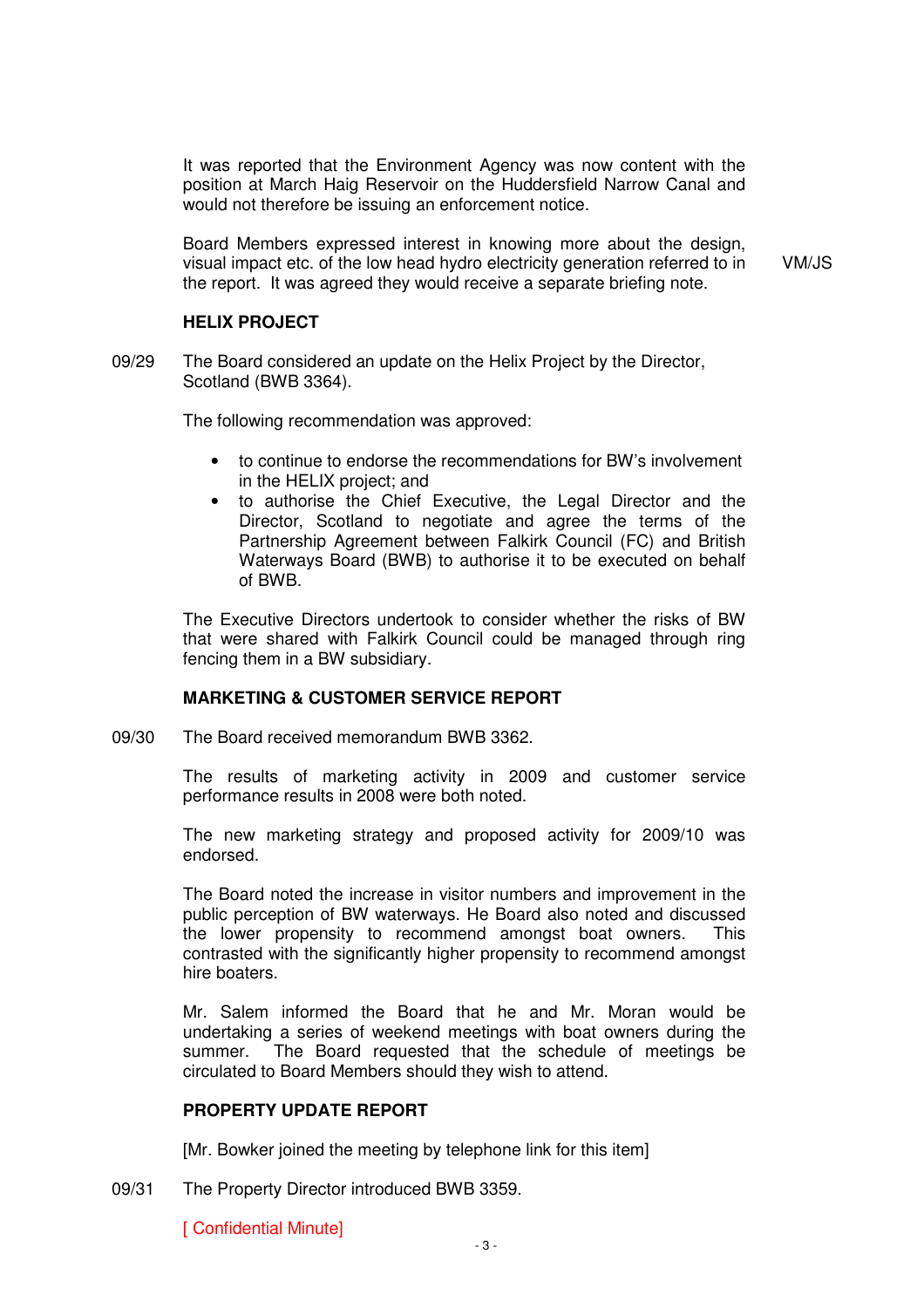It was reported that the Environment Agency was now content with the position at March Haig Reservoir on the Huddersfield Narrow Canal and would not therefore be issuing an enforcement notice.

Board Members expressed interest in knowing more about the design, visual impact etc. of the low head hydro electricity generation referred to in the report. It was agreed they would receive a separate briefing note. VM/JS

**HELIX PROJECT**

09/29 The Board considered an update on the Helix Project by the Director, Scotland (BWB 3364).

The following recommendation was approved:

- to continue to endorse the recommendations for BW's involvement in the HELIX project; and
- to authorise the Chief Executive, the Legal Director and the Director, Scotland to negotiate and agree the terms of the Partnership Agreement between Falkirk Council (FC) and British Waterways Board (BWB) to authorise it to be executed on behalf of BWB.

The Executive Directors undertook to consider whether the risks of BW that were shared with Falkirk Council could be managed through ring fencing them in a BW subsidiary.

**MARKETING & CUSTOMER SERVICE REPORT**

09/30 The Board received memorandum BWB 3362.

The results of marketing activity in 2009 and customer service performance results in 2008 were both noted.

The new marketing strategy and proposed activity for 2009/10 was endorsed.

The Board noted the increase in visitor numbers and improvement in the public perception of BW waterways. He Board also noted and discussed the lower propensity to recommend amongst boat owners. This contrasted with the significantly higher propensity to recommend amongst hire boaters.

Mr. Salem informed the Board that he and Mr. Moran would be undertaking a series of weekend meetings with boat owners during the summer. The Board requested that the schedule of meetings be circulated to Board Members should they wish to attend.

**PROPERTY UPDATE REPORT**

[Mr. Bowker joined the meeting by telephone link for this item]

09/31 The Property Director introduced BWB 3359.

[ Confidential Minute]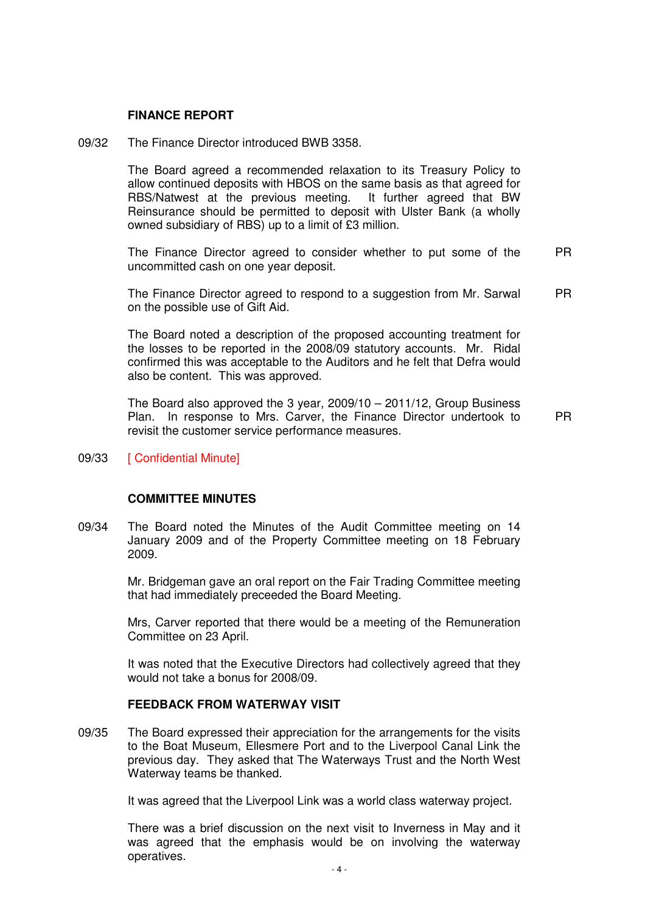## FINANCE REPORT

09/32 The Finance Director introduced BWB 3358.

The Board agreed a recommended relaxation to its Treasury Policy to allow continued deposits with HBOS on the same basis as that agreed for RBS/Natwest at the previous meeting. It further agreed that BW Reinsurance should be permitted to deposit with Ulster Bank (a wholly owned subsidiary of RBS) up to a limit of £3 million.

The Finance Director agreed to consider whether to put some of the uncommitted cash on one year deposit. **PR**

The Finance Director agreed to respond to a suggestion from Mr. Sarwal on the possible use of Gift Aid. **PR**

The Board noted a description of the proposed accounting treatment for the losses to be reported in the 2008/09 statutory accounts. Mr. Ridal confirmed this was acceptable to the Auditors and he felt that Defra would also be content. This was approved.

The Board also approved the 3 year, 2009/10 – 2011/12, Group Business Plan. In response to Mrs. Carver, the Finance Director undertook to revisit the customer service performance measures. **PR**

09/33 [ Confidential Minute]

## COMMITTEE MINUTES

09/34 The Board noted the Minutes of the Audit Committee meeting on 14 January 2009 and of the Property Committee meeting on 18 February 2009.

Mr. Bridgeman gave an oral report on the Fair Trading Committee meeting that had immediately preceeded the Board Meeting.

Mrs, Carver reported that there would be a meeting of the Remuneration Committee on 23 April.

It was noted that the Executive Directors had collectively agreed that they would not take a bonus for 2008/09.

## FEEDBACK FROM WATERWAY VISIT

09/35 The Board expressed their appreciation for the arrangements for the visits to the Boat Museum, Ellesmere Port and to the Liverpool Canal Link the previous day. They asked that The Waterways Trust and the North West Waterway teams be thanked.

It was agreed that the Liverpool Link was a world class waterway project.

There was a brief discussion on the next visit to Inverness in May and it was agreed that the emphasis would be on involving the waterway operatives.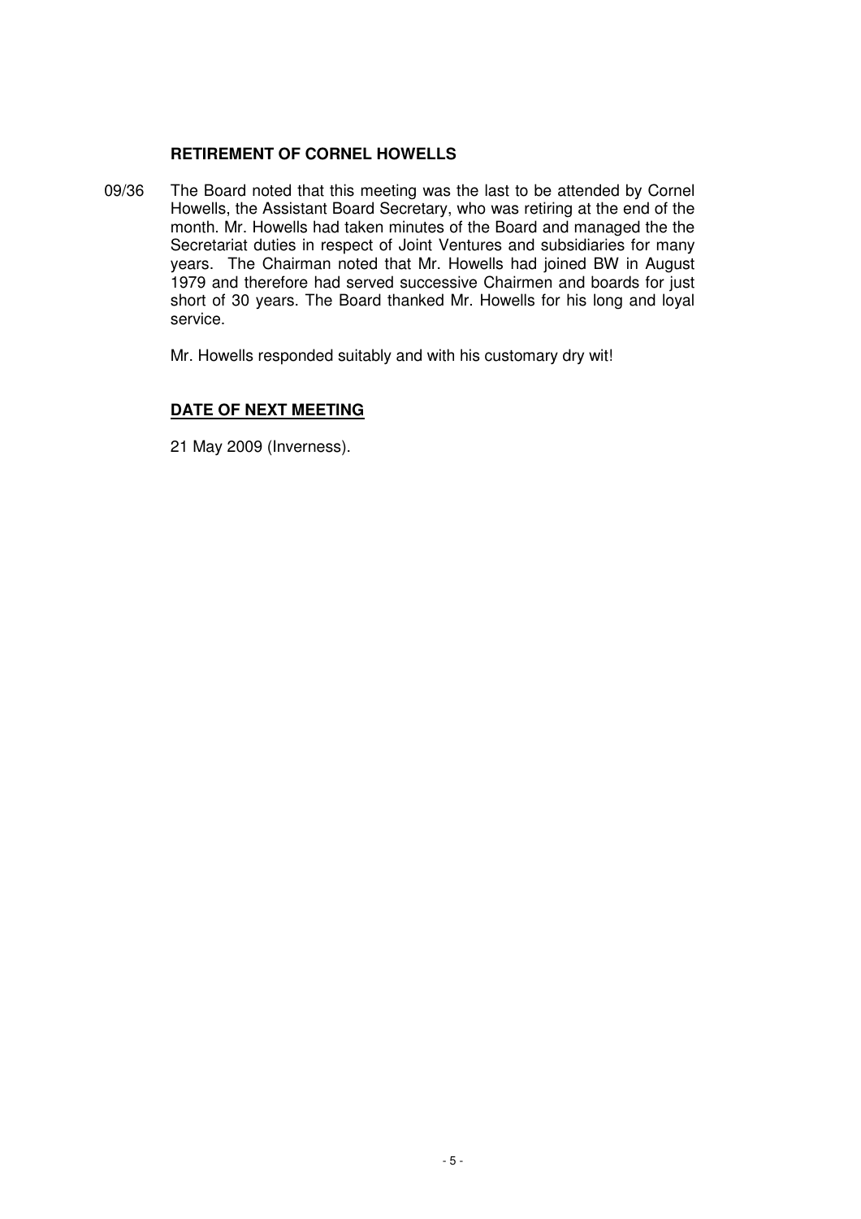**RETIREMENT OF CORNEL HOWELLS**

09/36 The Board noted that this meeting was the last to be attended by Cornel Howells, the Assistant Board Secretary, who was retiring at the end of the month. Mr. Howells had taken minutes of the Board and managed the the Secretariat duties in respect of Joint Ventures and subsidiaries for many years. The Chairman noted that Mr. Howells had joined BW in August 1979 and therefore had served successive Chairmen and boards for just short of 30 years. The Board thanked Mr. Howells for his long and loyal service.

Mr. Howells responded suitably and with his customary dry wit!

**DATE OF NEXT MEETING**

21 May 2009 (Inverness).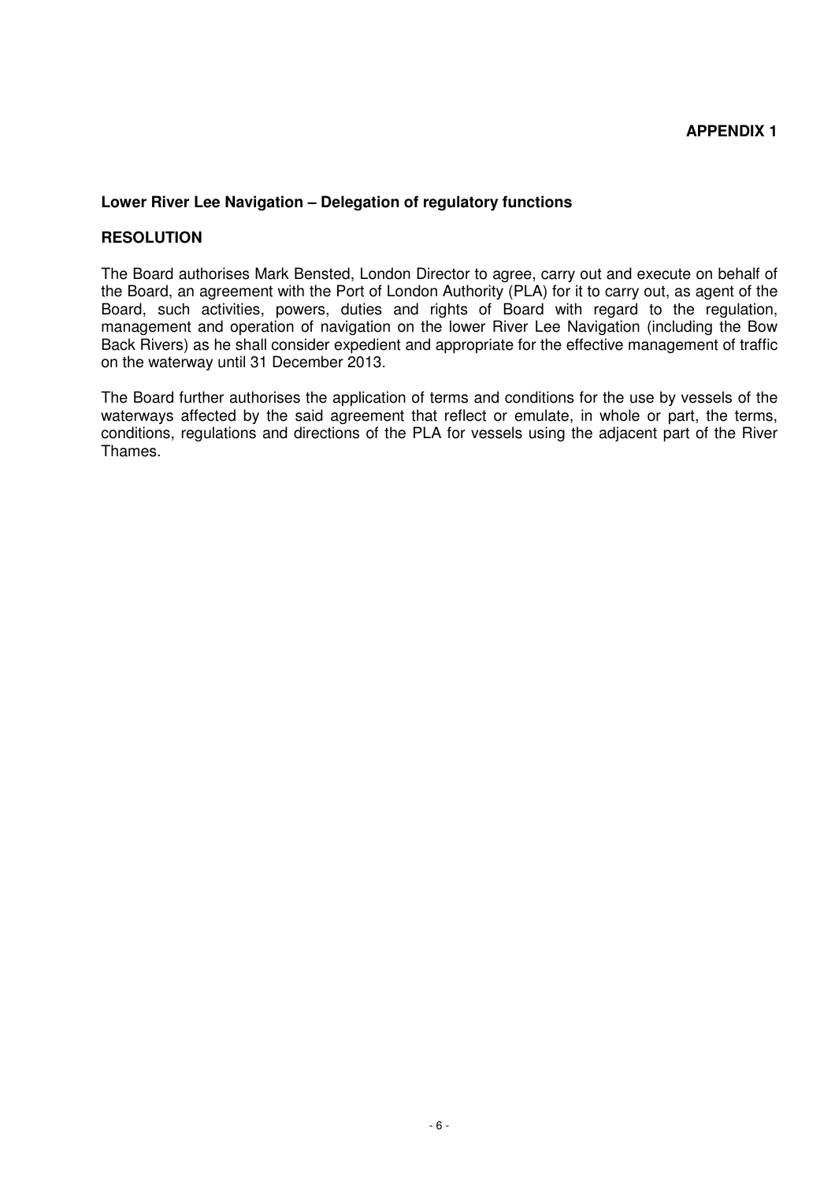**APPENDIX 1**

**Lower River Lee Navigation – Delegation of regulatory functions**

**RESOLUTION**

The Board authorises Mark Bensted, London Director to agree, carry out and execute on behalf of the Board, an agreement with the Port of London Authority (PLA) for it to carry out, as agent of the Board, such activities, powers, duties and rights of Board with regard to the regulation, management and operation of navigation on the lower River Lee Navigation (including the Bow Back Rivers) as he shall consider expedient and appropriate for the effective management of traffic on the waterway until 31 December 2013.

The Board further authorises the application of terms and conditions for the use by vessels of the waterways affected by the said agreement that reflect or emulate, in whole or part, the terms, conditions, regulations and directions of the PLA for vessels using the adjacent part of the River Thames.